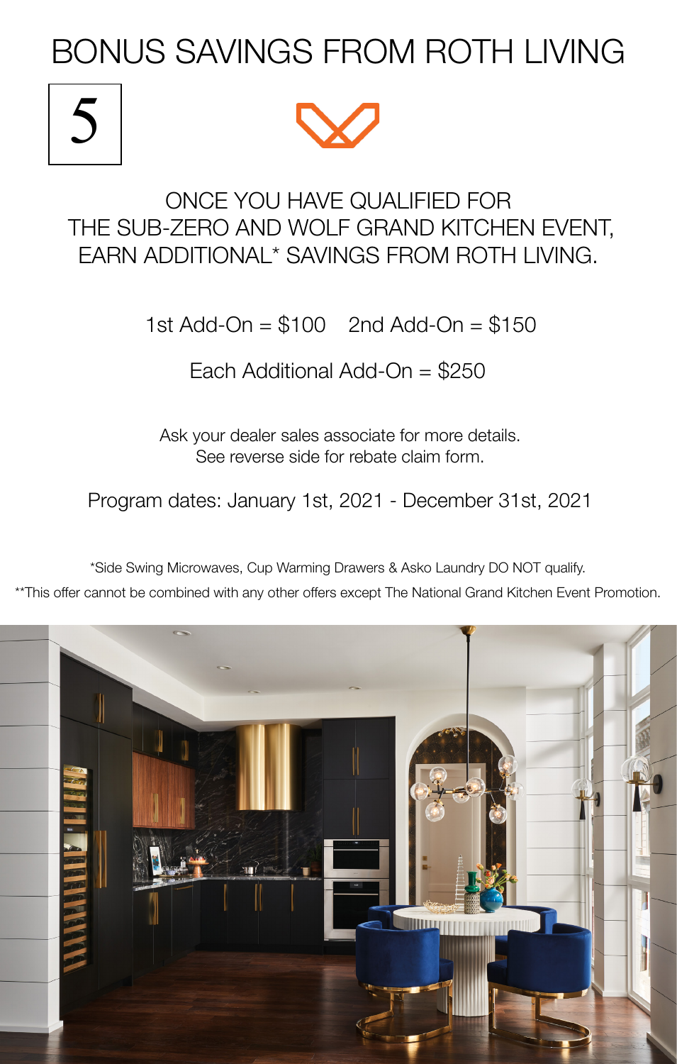# BONUS SAVINGS FROM ROTH LIVING

5

ONCE YOU HAVE QUALIFIED FOR THE SUB-ZERO AND WOLF GRAND KITCHEN EVENT, EARN ADDITIONAL* SAVINGS FROM ROTH LIVING.

1st Add-On = $100    2nd Add-On = $150

Each Additional Add-On = $250

Ask your dealer sales associate for more details.
See reverse side for rebate claim form.

Program dates: January 1st, 2021 - December 31st, 2021

*Side Swing Microwaves, Cup Warming Drawers & Asko Laundry DO NOT qualify.

**This offer cannot be combined with any other offers except The National Grand Kitchen Event Promotion.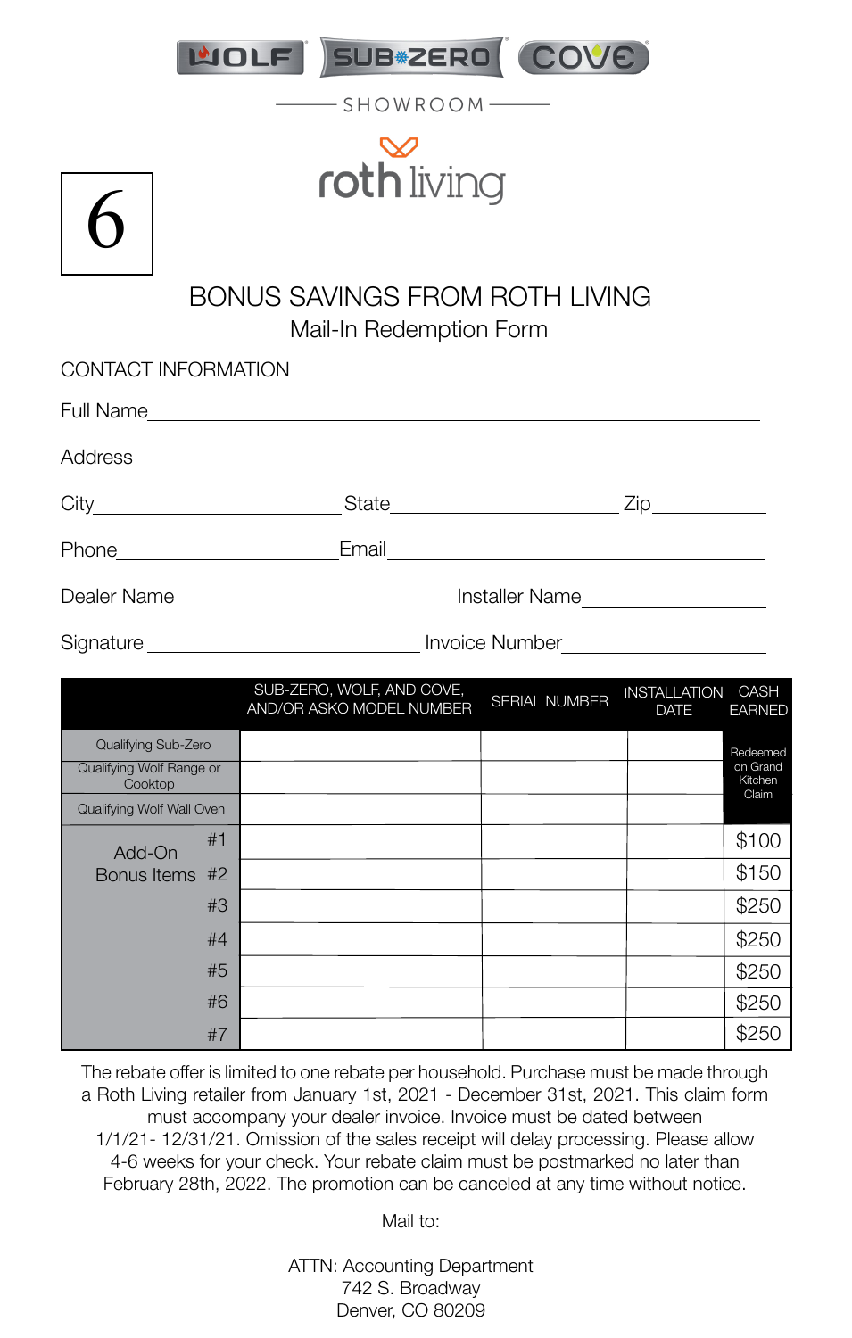WOLF SUB-ZERO COVE

SHOWROOM

roth living

6

# BONUS SAVINGS FROM ROTH LIVING

## Mail-In Redemption Form

CONTACT INFORMATION

Full Name\_\_\_\_\_\_\_\_\_\_\_\_\_\_\_\_\_\_\_\_\_\_\_\_\_\_\_\_\_\_\_\_\_\_\_\_\_\_\_\_\_\_\_\_

Address\_\_\_\_\_\_\_\_\_\_\_\_\_\_\_\_\_\_\_\_\_\_\_\_\_\_\_\_\_\_\_\_\_\_\_\_\_\_\_\_\_\_\_\_

City\_\_\_\_\_\_\_\_\_\_\_\_\_\_\_\_ State\_\_\_\_\_\_\_\_\_\_\_\_\_\_\_\_ Zip\_\_\_\_\_\_\_\_

Phone\_\_\_\_\_\_\_\_\_\_\_\_\_\_\_\_ Email\_\_\_\_\_\_\_\_\_\_\_\_\_\_\_\_\_\_\_\_\_\_\_\_\_\_

Dealer Name\_\_\_\_\_\_\_\_\_\_\_\_\_\_\_\_\_\_\_\_ Installer Name\_\_\_\_\_\_\_\_\_\_\_\_\_\_

Signature \_\_\_\_\_\_\_\_\_\_\_\_\_\_\_\_\_\_\_\_ Invoice Number\_\_\_\_\_\_\_\_\_\_\_\_\_\_

| | SUB-ZERO, WOLF, AND COVE, AND/OR ASKO MODEL NUMBER | SERIAL NUMBER | INSTALLATION DATE | CASH EARNED |
|---|---|---|---|---|
| Qualifying Sub-Zero | | | | Redeemed on Grand Kitchen Claim |
| Qualifying Wolf Range or Cooktop | | | | |
| Qualifying Wolf Wall Oven | | | | |
| Add-On Bonus Items #1 | | | | $100 |
| #2 | | | | $150 |
| #3 | | | | $250 |
| #4 | | | | $250 |
| #5 | | | | $250 |
| #6 | | | | $250 |
| #7 | | | | $250 |

The rebate offer is limited to one rebate per household. Purchase must be made through a Roth Living retailer from January 1st, 2021 - December 31st, 2021. This claim form must accompany your dealer invoice. Invoice must be dated between 1/1/21- 12/31/21. Omission of the sales receipt will delay processing. Please allow 4-6 weeks for your check. Your rebate claim must be postmarked no later than February 28th, 2022. The promotion can be canceled at any time without notice.

Mail to:

ATTN: Accounting Department  
742 S. Broadway  
Denver, CO 80209